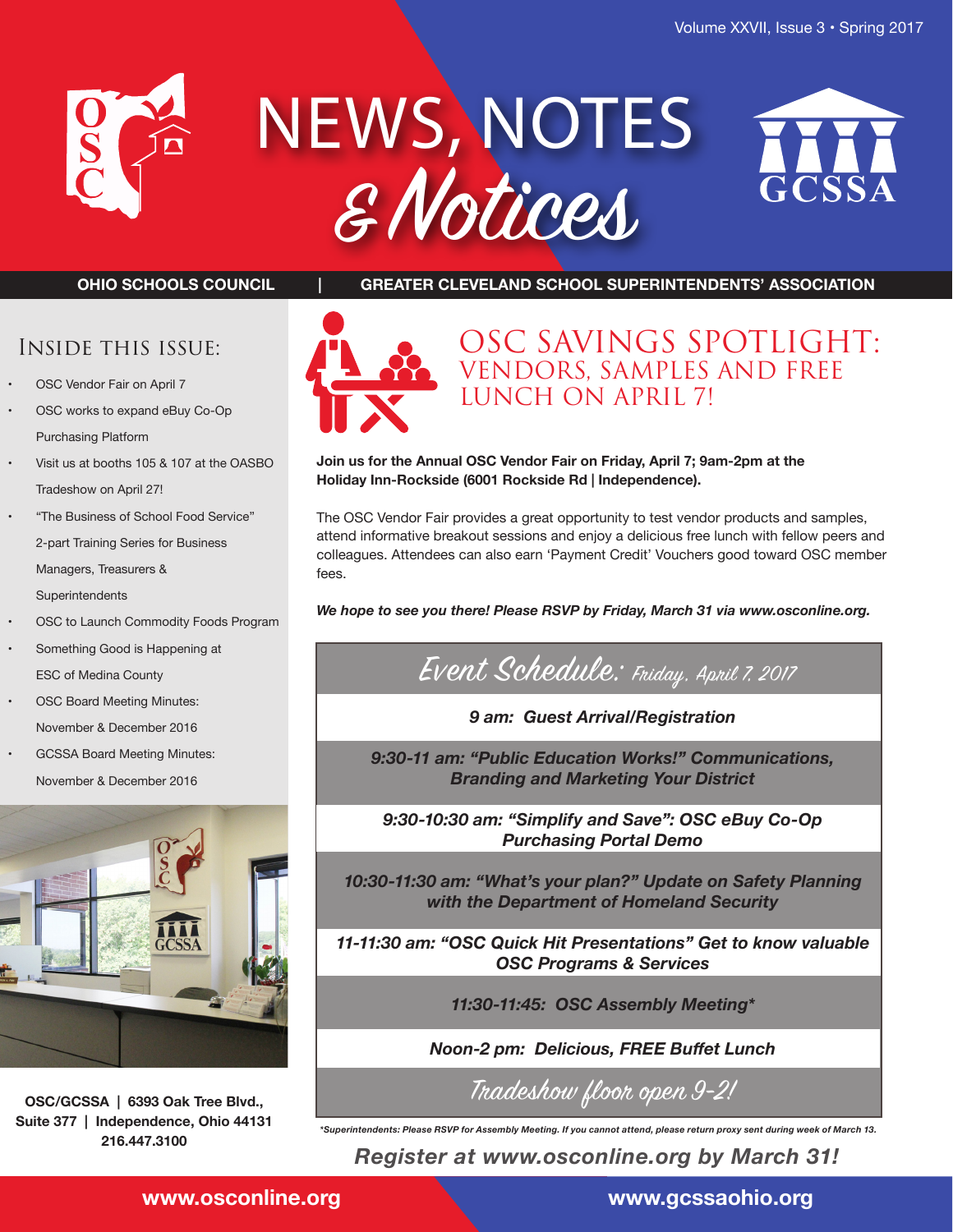# NEWS, NOTES & Notices

**OHIO SCHOOLS COUNCIL | GREATER CLEVELAND SCHOOL SUPERINTENDENTS' ASSOCIATION**

## Inside this issue:

- OSC Vendor Fair on April 7
- OSC works to expand eBuy Co-Op Purchasing Platform
- Visit us at booths 105 & 107 at the OASBO Tradeshow on April 27!
- "The Business of School Food Service" 2-part Training Series for Business Managers, Treasurers & Superintendents
- OSC to Launch Commodity Foods Program
- Something Good is Happening at ESC of Medina County
- OSC Board Meeting Minutes: November & December 2016
- GCSSA Board Meeting Minutes: November & December 2016

**OSC/GCSSA | 6393 Oak Tree Blvd., Suite 377 | Independence, Ohio 44131 216.447.3100**

# OSC Savings Spotlight: Vendors, Samples and Free Lunch on April 7!

**Join us for the Annual OSC Vendor Fair on Friday, April 7; 9am-2pm at the Holiday Inn-Rockside (6001 Rockside Rd | Independence).**

The OSC Vendor Fair provides a great opportunity to test vendor products and samples, attend informative breakout sessions and enjoy a delicious free lunch with fellow peers and colleagues. Attendees can also earn 'Payment Credit' Vouchers good toward OSC member fees.

***We hope to see you there! Please RSVP by Friday, March 31 via www.osconline.org.***

| Event Schedule: Friday, April 7, 2017 |
|---|
| *9 am: Guest Arrival/Registration* |
| *9:30-11 am: "Public Education Works!" Communications, Branding and Marketing Your District* |
| *9:30-10:30 am: "Simplify and Save": OSC eBuy Co-Op Purchasing Portal Demo* |
| *10:30-11:30 am: "What's your plan?" Update on Safety Planning with the Department of Homeland Security* |
| *11-11:30 am: "OSC Quick Hit Presentations" Get to know valuable OSC Programs & Services* |
| *11:30-11:45: OSC Assembly Meeting** |
| *Noon-2 pm: Delicious, FREE Buffet Lunch* |
| Tradeshow floor open 9-2! |

**Superintendents: Please RSVP for Assembly Meeting. If you cannot attend, please return proxy sent during week of March 13.*

***Register at www.osconline.org by March 31!***

**www.osconline.org** | **www.gcssaohio.org**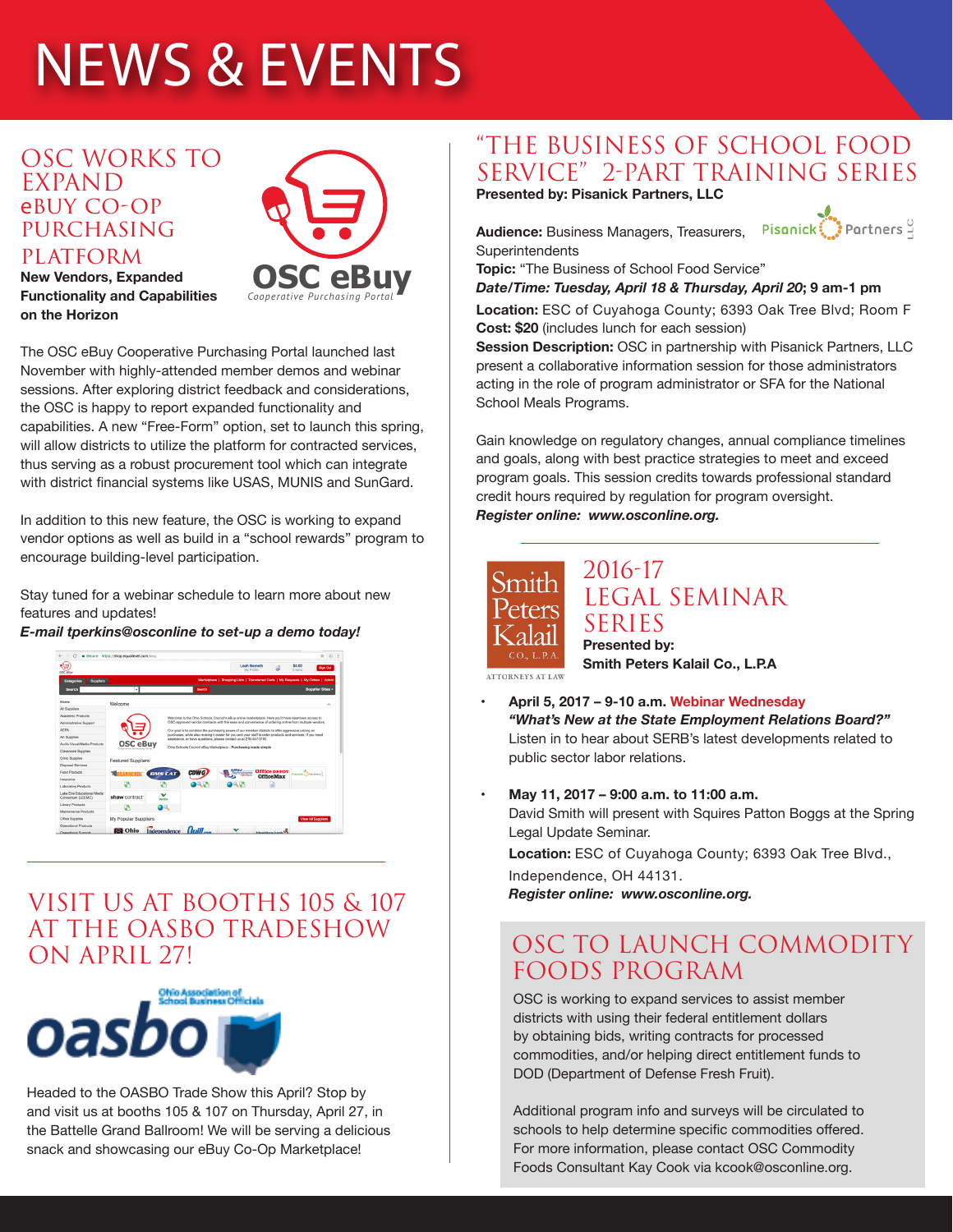# NEWS & EVENTS

## OSC WORKS TO EXPAND eBUY CO-OP PURCHASING PLATFORM

**New Vendors, Expanded Functionality and Capabilities on the Horizon**

The OSC eBuy Cooperative Purchasing Portal launched last November with highly-attended member demos and webinar sessions. After exploring district feedback and considerations, the OSC is happy to report expanded functionality and capabilities. A new "Free-Form" option, set to launch this spring, will allow districts to utilize the platform for contracted services, thus serving as a robust procurement tool which can integrate with district financial systems like USAS, MUNIS and SunGard.

In addition to this new feature, the OSC is working to expand vendor options as well as build in a "school rewards" program to encourage building-level participation.

Stay tuned for a webinar schedule to learn more about new features and updates!

***E-mail tperkins@osconline to set-up a demo today!***

## VISIT US AT BOOTHS 105 & 107 AT THE OASBO TRADESHOW ON APRIL 27!

Headed to the OASBO Trade Show this April? Stop by and visit us at booths 105 & 107 on Thursday, April 27, in the Battelle Grand Ballroom! We will be serving a delicious snack and showcasing our eBuy Co-Op Marketplace!

## "THE BUSINESS OF SCHOOL FOOD SERVICE" 2-PART TRAINING SERIES

**Presented by: Pisanick Partners, LLC**

**Audience:** Business Managers, Treasurers, Superintendents
**Topic:** "The Business of School Food Service"
***Date/Time: Tuesday, April 18 & Thursday, April 20*; 9 am-1 pm**
**Location:** ESC of Cuyahoga County; 6393 Oak Tree Blvd; Room F
**Cost: $20** (includes lunch for each session)
**Session Description:** OSC in partnership with Pisanick Partners, LLC present a collaborative information session for those administrators acting in the role of program administrator or SFA for the National School Meals Programs.

Gain knowledge on regulatory changes, annual compliance timelines and goals, along with best practice strategies to meet and exceed program goals. This session credits towards professional standard credit hours required by regulation for program oversight.
***Register online: www.osconline.org.***

## 2016-17 LEGAL SEMINAR SERIES

**Presented by: Smith Peters Kalail Co., L.P.A**

- **April 5, 2017 – 9-10 a.m. Webinar Wednesday**
  ***"What's New at the State Employment Relations Board?"***
  Listen in to hear about SERB's latest developments related to public sector labor relations.

- **May 11, 2017 – 9:00 a.m. to 11:00 a.m.**
  David Smith will present with Squires Patton Boggs at the Spring Legal Update Seminar.
  **Location:** ESC of Cuyahoga County; 6393 Oak Tree Blvd., Independence, OH 44131.
  ***Register online: www.osconline.org.***

## OSC TO LAUNCH COMMODITY FOODS PROGRAM

OSC is working to expand services to assist member districts with using their federal entitlement dollars by obtaining bids, writing contracts for processed commodities, and/or helping direct entitlement funds to DOD (Department of Defense Fresh Fruit).

Additional program info and surveys will be circulated to schools to help determine specific commodities offered. For more information, please contact OSC Commodity Foods Consultant Kay Cook via kcook@osconline.org.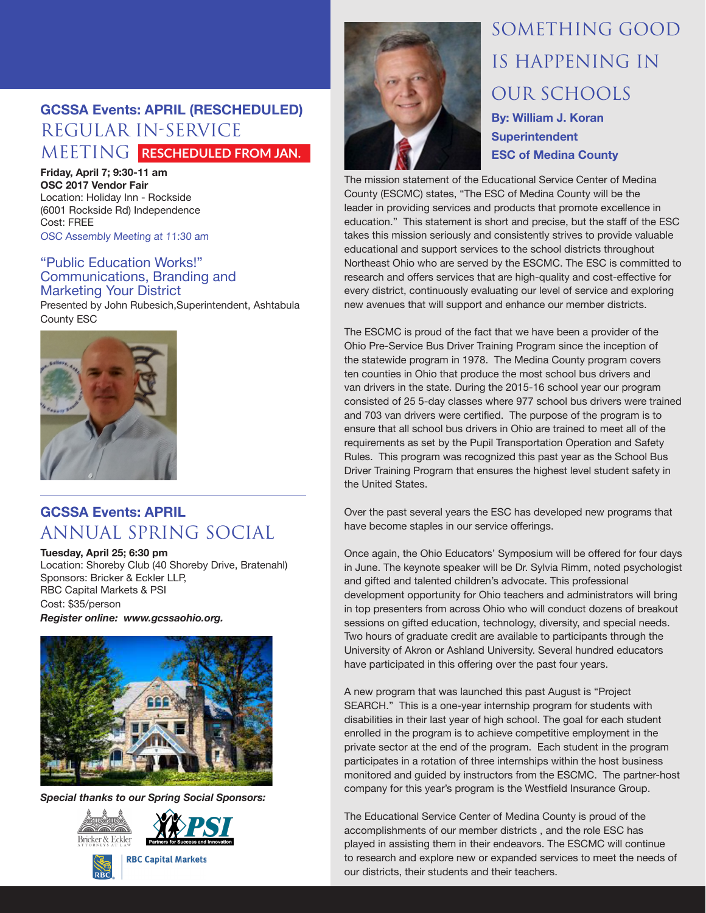## GCSSA Events: APRIL (RESCHEDULED)

# REGULAR IN-SERVICE MEETING **RESCHEDULED FROM JAN.**

**Friday, April 7; 9:30-11 am**
**OSC 2017 Vendor Fair**
Location: Holiday Inn - Rockside
(6001 Rockside Rd) Independence
Cost: FREE
*OSC Assembly Meeting at 11:30 am*

### "Public Education Works!" Communications, Branding and Marketing Your District

Presented by John Rubesich,Superintendent, Ashtabula County ESC

---

## GCSSA Events: APRIL

# ANNUAL SPRING SOCIAL

**Tuesday, April 25; 6:30 pm**
Location: Shoreby Club (40 Shoreby Drive, Bratenahl)
Sponsors: Bricker & Eckler LLP,
RBC Capital Markets & PSI
Cost: $35/person
***Register online: www.gcssaohio.org.***

***Special thanks to our Spring Social Sponsors:***

Bricker & Eckler ATTORNEYS AT LAW
PSI Partners for Success and Innovation
RBC Capital Markets

# SOMETHING GOOD IS HAPPENING IN OUR SCHOOLS

**By: William J. Koran**
**Superintendent**
**ESC of Medina County**

The mission statement of the Educational Service Center of Medina County (ESCMC) states, "The ESC of Medina County will be the leader in providing services and products that promote excellence in education." This statement is short and precise, but the staff of the ESC takes this mission seriously and consistently strives to provide valuable educational and support services to the school districts throughout Northeast Ohio who are served by the ESCMC. The ESC is committed to research and offers services that are high-quality and cost-effective for every district, continuously evaluating our level of service and exploring new avenues that will support and enhance our member districts.

The ESCMC is proud of the fact that we have been a provider of the Ohio Pre-Service Bus Driver Training Program since the inception of the statewide program in 1978. The Medina County program covers ten counties in Ohio that produce the most school bus drivers and van drivers in the state. During the 2015-16 school year our program consisted of 25 5-day classes where 977 school bus drivers were trained and 703 van drivers were certified. The purpose of the program is to ensure that all school bus drivers in Ohio are trained to meet all of the requirements as set by the Pupil Transportation Operation and Safety Rules. This program was recognized this past year as the School Bus Driver Training Program that ensures the highest level student safety in the United States.

Over the past several years the ESC has developed new programs that have become staples in our service offerings.

Once again, the Ohio Educators' Symposium will be offered for four days in June. The keynote speaker will be Dr. Sylvia Rimm, noted psychologist and gifted and talented children's advocate. This professional development opportunity for Ohio teachers and administrators will bring in top presenters from across Ohio who will conduct dozens of breakout sessions on gifted education, technology, diversity, and special needs. Two hours of graduate credit are available to participants through the University of Akron or Ashland University. Several hundred educators have participated in this offering over the past four years.

A new program that was launched this past August is "Project SEARCH." This is a one-year internship program for students with disabilities in their last year of high school. The goal for each student enrolled in the program is to achieve competitive employment in the private sector at the end of the program. Each student in the program participates in a rotation of three internships within the host business monitored and guided by instructors from the ESCMC. The partner-host company for this year's program is the Westfield Insurance Group.

The Educational Service Center of Medina County is proud of the accomplishments of our member districts , and the role ESC has played in assisting them in their endeavors. The ESCMC will continue to research and explore new or expanded services to meet the needs of our districts, their students and their teachers.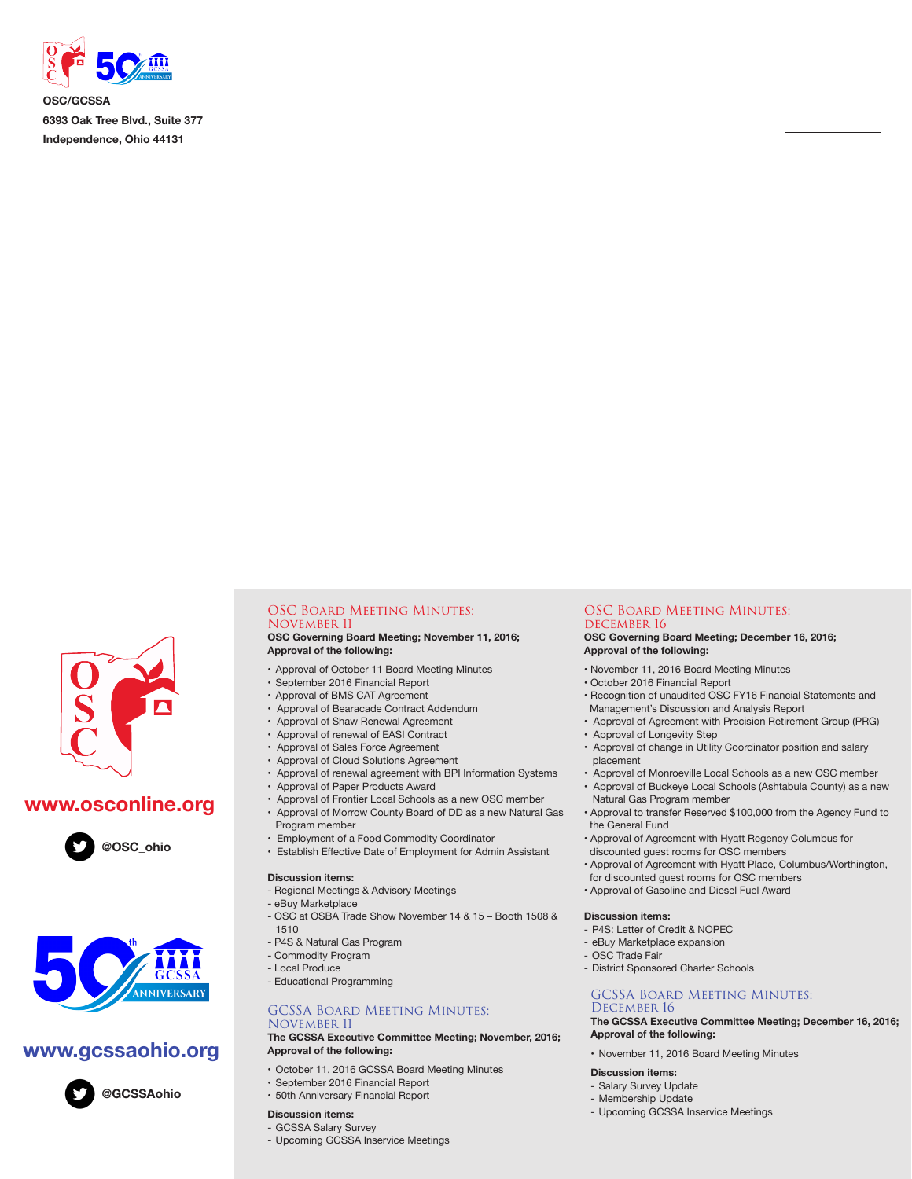OSC/GCSSA
6393 Oak Tree Blvd., Suite 377
Independence, Ohio 44131

www.osconline.org

@OSC_ohio

www.gcssaohio.org

@GCSSAohio

## OSC Board Meeting Minutes: November 11

**OSC Governing Board Meeting; November 11, 2016; Approval of the following:**

- Approval of October 11 Board Meeting Minutes
- September 2016 Financial Report
- Approval of BMS CAT Agreement
- Approval of Bearacade Contract Addendum
- Approval of Shaw Renewal Agreement
- Approval of renewal of EASI Contract
- Approval of Sales Force Agreement
- Approval of Cloud Solutions Agreement
- Approval of renewal agreement with BPI Information Systems
- Approval of Paper Products Award
- Approval of Frontier Local Schools as a new OSC member
- Approval of Morrow County Board of DD as a new Natural Gas Program member
- Employment of a Food Commodity Coordinator
- Establish Effective Date of Employment for Admin Assistant

**Discussion items:**

- Regional Meetings & Advisory Meetings
- eBuy Marketplace
- OSC at OSBA Trade Show November 14 & 15 – Booth 1508 & 1510
- P4S & Natural Gas Program
- Commodity Program
- Local Produce
- Educational Programming

## GCSSA Board Meeting Minutes: November 11

**The GCSSA Executive Committee Meeting; November, 2016; Approval of the following:**

- October 11, 2016 GCSSA Board Meeting Minutes
- September 2016 Financial Report
- 50th Anniversary Financial Report

**Discussion items:**

- GCSSA Salary Survey
- Upcoming GCSSA Inservice Meetings

## OSC Board Meeting Minutes: December 16

**OSC Governing Board Meeting; December 16, 2016; Approval of the following:**

- November 11, 2016 Board Meeting Minutes
- October 2016 Financial Report
- Recognition of unaudited OSC FY16 Financial Statements and Management's Discussion and Analysis Report
- Approval of Agreement with Precision Retirement Group (PRG)
- Approval of Longevity Step
- Approval of change in Utility Coordinator position and salary placement
- Approval of Monroeville Local Schools as a new OSC member
- Approval of Buckeye Local Schools (Ashtabula County) as a new Natural Gas Program member
- Approval to transfer Reserved $100,000 from the Agency Fund to the General Fund
- Approval of Agreement with Hyatt Regency Columbus for discounted guest rooms for OSC members
- Approval of Agreement with Hyatt Place, Columbus/Worthington, for discounted guest rooms for OSC members
- Approval of Gasoline and Diesel Fuel Award

**Discussion items:**

- P4S: Letter of Credit & NOPEC
- eBuy Marketplace expansion
- OSC Trade Fair
- District Sponsored Charter Schools

## GCSSA Board Meeting Minutes: December 16

**The GCSSA Executive Committee Meeting; December 16, 2016; Approval of the following:**

- November 11, 2016 Board Meeting Minutes

**Discussion items:**

- Salary Survey Update
- Membership Update
- Upcoming GCSSA Inservice Meetings